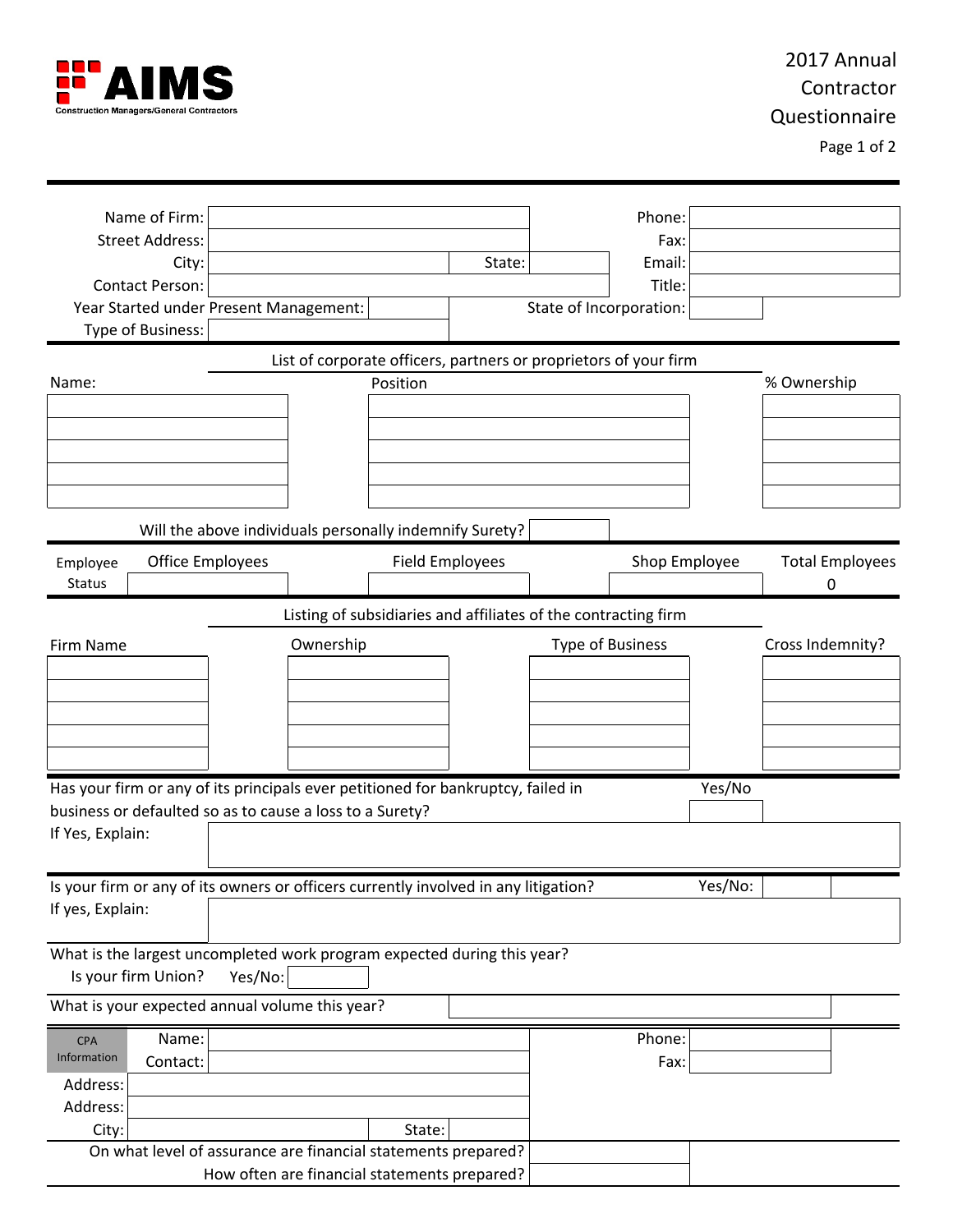AIMS
Construction Managers/General Contractors

# 2017 Annual Contractor Questionnaire

| | | | |
|---|---|---|---|
| Name of Firm: | | Phone: | |
| Street Address: | | Fax: | |
| City: | State: | Email: | |
| Contact Person: | | Title: | |
| Year Started under Present Management: | | State of Incorporation: | |
| Type of Business: | | | |

**List of corporate officers, partners or proprietors of your firm**

| Name: | Position | % Ownership |
|---|---|---|
| | | |
| | | |
| | | |
| | | |
| | | |

Will the above individuals personally indemnify Surety?

| Employee Status | Office Employees | Field Employees | Shop Employee | Total Employees |
|---|---|---|---|---|
| | | | | 0 |

**Listing of subsidiaries and affiliates of the contracting firm**

| Firm Name | Ownership | Type of Business | Cross Indemnity? |
|---|---|---|---|
| | | | |
| | | | |
| | | | |
| | | | |
| | | | |

Has your firm or any of its principals ever petitioned for bankruptcy, failed in business or defaulted so as to cause a loss to a Surety? Yes/No

If Yes, Explain:

Is your firm or any of its owners or officers currently involved in any litigation? Yes/No:

If yes, Explain:

What is the largest uncompleted work program expected during this year?

Is your firm Union? Yes/No:

What is your expected annual volume this year?

| CPA Information | | | |
|---|---|---|---|
| Name: | | Phone: | |
| Contact: | | Fax: | |
| Address: | | | |
| Address: | | | |
| City: | State: | | |

On what level of assurance are financial statements prepared?

How often are financial statements prepared?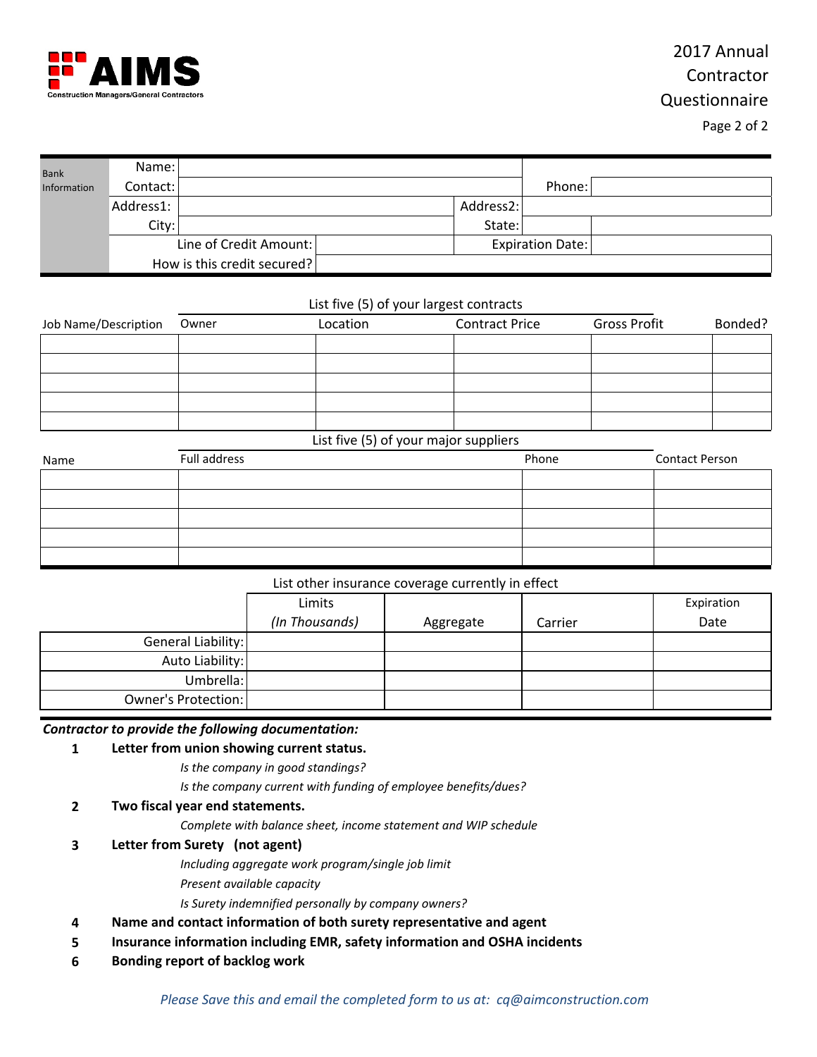**AIMS**
Construction Managers/General Contractors

# 2017 Annual Contractor Questionnaire

| | | | | | |
|---|---|---|---|---|---|
| Bank Information | Name: | | | | |
| | Contact: | | | Phone: | |
| | Address1: | | Address2: | | |
| | City: | | State: | | |
| | Line of Credit Amount: | | Expiration Date: | | |
| | How is this credit secured? | | | | |

List five (5) of your largest contracts

| Job Name/Description | Owner | Location | Contract Price | Gross Profit | Bonded? |
|---|---|---|---|---|---|
| | | | | | |
| | | | | | |
| | | | | | |
| | | | | | |
| | | | | | |

List five (5) of your major suppliers

| Name | Full address | Phone | Contact Person |
|---|---|---|---|
| | | | |
| | | | |
| | | | |
| | | | |
| | | | |

List other insurance coverage currently in effect

| | Limits *(In Thousands)* | Aggregate | Carrier | Expiration Date |
|---|---|---|---|---|
| General Liability: | | | | |
| Auto Liability: | | | | |
| Umbrella: | | | | |
| Owner's Protection: | | | | |

***Contractor to provide the following documentation:***

1. **Letter from union showing current status.**
   - *Is the company in good standings?*
   - *Is the company current with funding of employee benefits/dues?*
2. **Two fiscal year end statements.**
   - *Complete with balance sheet, income statement and WIP schedule*
3. **Letter from Surety (not agent)**
   - *Including aggregate work program/single job limit*
   - *Present available capacity*
   - *Is Surety indemnified personally by company owners?*
4. **Name and contact information of both surety representative and agent**
5. **Insurance information including EMR, safety information and OSHA incidents**
6. **Bonding report of backlog work**

*Please Save this and email the completed form to us at: cq@aimconstruction.com*